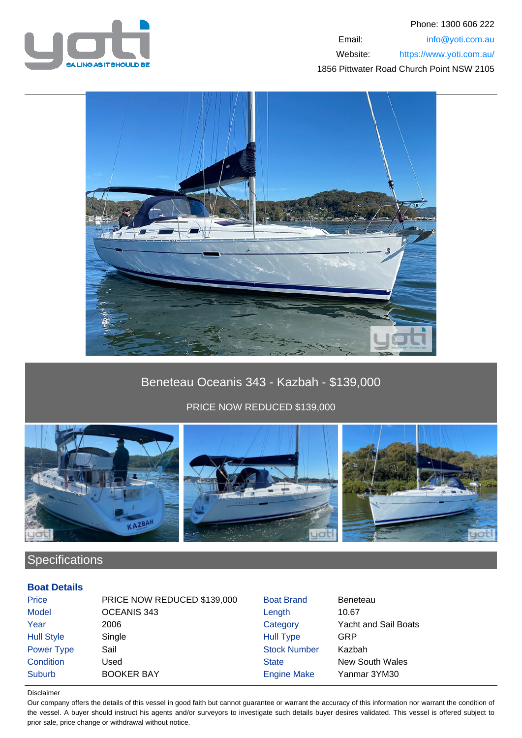Phone: 1300 606 222

Email: info@yoti.com.au

Website: https://www.yoti.com.au/

1856 Pittwater Road Church Point NSW 2105

# Beneteau Oceanis 343 - Kazbah - $139,000

PRICE NOW REDUCED $139,000

## Specifications

### Boat Details

| | | | |
|---|---|---|---|
| Price | PRICE NOW REDUCED $139,000 | Boat Brand | Beneteau |
| Model | OCEANIS 343 | Length | 10.67 |
| Year | 2006 | Category | Yacht and Sail Boats |
| Hull Style | Single | Hull Type | GRP |
| Power Type | Sail | Stock Number | Kazbah |
| Condition | Used | State | New South Wales |
| Suburb | BOOKER BAY | Engine Make | Yanmar 3YM30 |

Disclaimer

Our company offers the details of this vessel in good faith but cannot guarantee or warrant the accuracy of this information nor warrant the condition of the vessel. A buyer should instruct his agents and/or surveyors to investigate such details buyer desires validated. This vessel is offered subject to prior sale, price change or withdrawal without notice.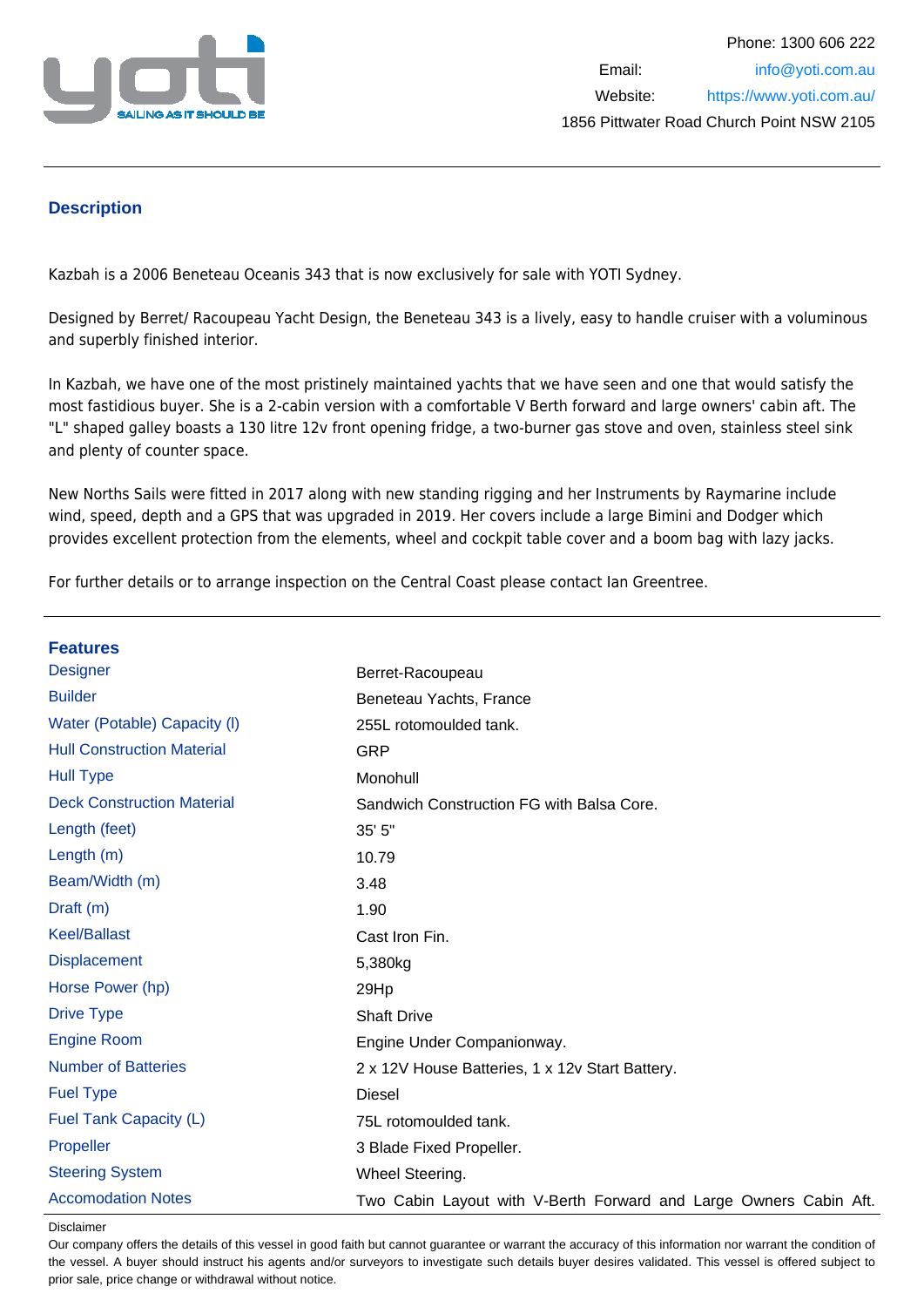Phone: 1300 606 222
Email: info@yoti.com.au
Website: https://www.yoti.com.au/
1856 Pittwater Road Church Point NSW 2105

## Description

Kazbah is a 2006 Beneteau Oceanis 343 that is now exclusively for sale with YOTI Sydney.

Designed by Berret/ Racoupeau Yacht Design, the Beneteau 343 is a lively, easy to handle cruiser with a voluminous and superbly finished interior.

In Kazbah, we have one of the most pristinely maintained yachts that we have seen and one that would satisfy the most fastidious buyer. She is a 2-cabin version with a comfortable V Berth forward and large owners' cabin aft. The "L" shaped galley boasts a 130 litre 12v front opening fridge, a two-burner gas stove and oven, stainless steel sink and plenty of counter space.

New Norths Sails were fitted in 2017 along with new standing rigging and her Instruments by Raymarine include wind, speed, depth and a GPS that was upgraded in 2019. Her covers include a large Bimini and Dodger which provides excellent protection from the elements, wheel and cockpit table cover and a boom bag with lazy jacks.

For further details or to arrange inspection on the Central Coast please contact Ian Greentree.

## Features

| | |
|---|---|
| Designer | Berret-Racoupeau |
| Builder | Beneteau Yachts, France |
| Water (Potable) Capacity (l) | 255L rotomoulded tank. |
| Hull Construction Material | GRP |
| Hull Type | Monohull |
| Deck Construction Material | Sandwich Construction FG with Balsa Core. |
| Length (feet) | 35' 5" |
| Length (m) | 10.79 |
| Beam/Width (m) | 3.48 |
| Draft (m) | 1.90 |
| Keel/Ballast | Cast Iron Fin. |
| Displacement | 5,380kg |
| Horse Power (hp) | 29Hp |
| Drive Type | Shaft Drive |
| Engine Room | Engine Under Companionway. |
| Number of Batteries | 2 x 12V House Batteries, 1 x 12v Start Battery. |
| Fuel Type | Diesel |
| Fuel Tank Capacity (L) | 75L rotomoulded tank. |
| Propeller | 3 Blade Fixed Propeller. |
| Steering System | Wheel Steering. |
| Accomodation Notes | Two Cabin Layout with V-Berth Forward and Large Owners Cabin Aft. |

Disclaimer
Our company offers the details of this vessel in good faith but cannot guarantee or warrant the accuracy of this information nor warrant the condition of the vessel. A buyer should instruct his agents and/or surveyors to investigate such details buyer desires validated. This vessel is offered subject to prior sale, price change or withdrawal without notice.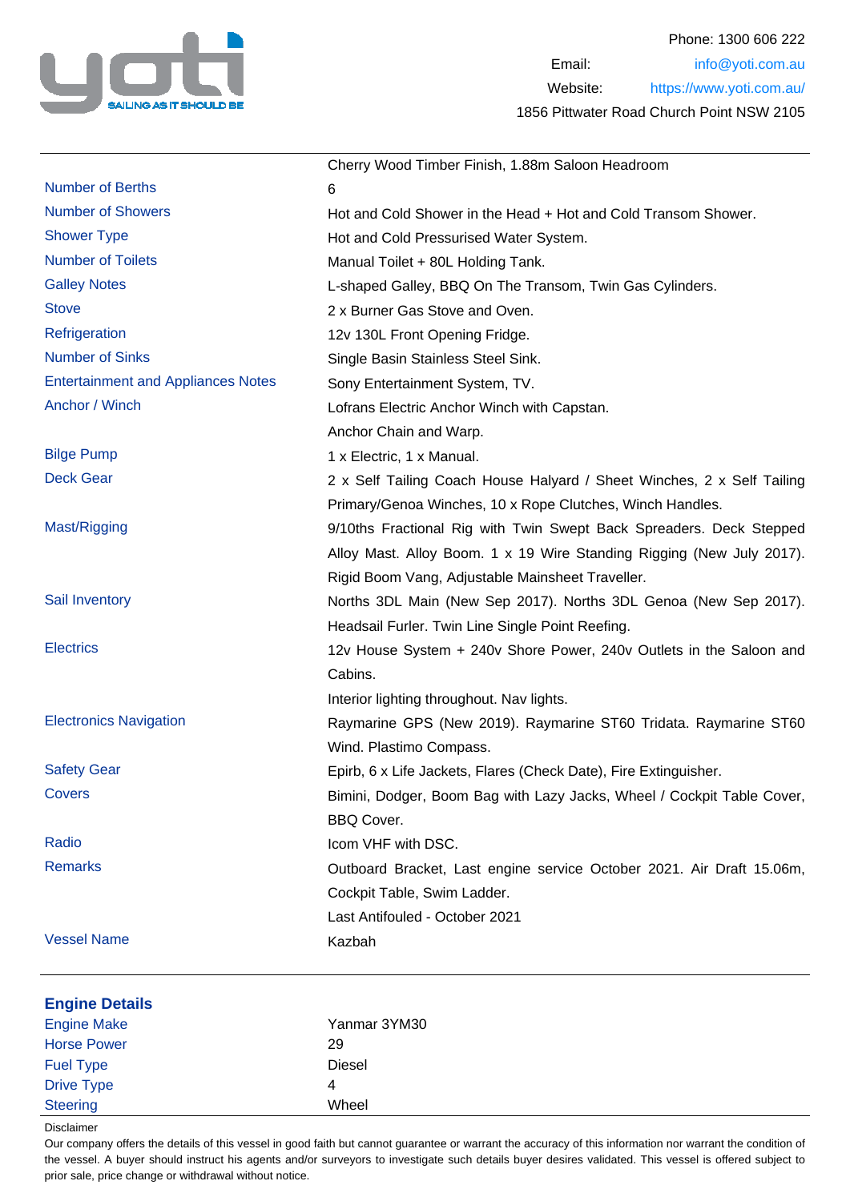Phone: 1300 606 222
Email: info@yoti.com.au
Website: https://www.yoti.com.au/
1856 Pittwater Road Church Point NSW 2105

| | |
|---|---|
| | Cherry Wood Timber Finish, 1.88m Saloon Headroom |
| Number of Berths | 6 |
| Number of Showers | Hot and Cold Shower in the Head + Hot and Cold Transom Shower. |
| Shower Type | Hot and Cold Pressurised Water System. |
| Number of Toilets | Manual Toilet + 80L Holding Tank. |
| Galley Notes | L-shaped Galley, BBQ On The Transom, Twin Gas Cylinders. |
| Stove | 2 x Burner Gas Stove and Oven. |
| Refrigeration | 12v 130L Front Opening Fridge. |
| Number of Sinks | Single Basin Stainless Steel Sink. |
| Entertainment and Appliances Notes | Sony Entertainment System, TV. |
| Anchor / Winch | Lofrans Electric Anchor Winch with Capstan.<br>Anchor Chain and Warp. |
| Bilge Pump | 1 x Electric, 1 x Manual. |
| Deck Gear | 2 x Self Tailing Coach House Halyard / Sheet Winches, 2 x Self Tailing Primary/Genoa Winches, 10 x Rope Clutches, Winch Handles. |
| Mast/Rigging | 9/10ths Fractional Rig with Twin Swept Back Spreaders. Deck Stepped Alloy Mast. Alloy Boom. 1 x 19 Wire Standing Rigging (New July 2017). Rigid Boom Vang, Adjustable Mainsheet Traveller. |
| Sail Inventory | Norths 3DL Main (New Sep 2017). Norths 3DL Genoa (New Sep 2017). Headsail Furler. Twin Line Single Point Reefing. |
| Electrics | 12v House System + 240v Shore Power, 240v Outlets in the Saloon and Cabins.<br>Interior lighting throughout. Nav lights. |
| Electronics Navigation | Raymarine GPS (New 2019). Raymarine ST60 Tridata. Raymarine ST60 Wind. Plastimo Compass. |
| Safety Gear | Epirb, 6 x Life Jackets, Flares (Check Date), Fire Extinguisher. |
| Covers | Bimini, Dodger, Boom Bag with Lazy Jacks, Wheel / Cockpit Table Cover, BBQ Cover. |
| Radio | Icom VHF with DSC. |
| Remarks | Outboard Bracket, Last engine service October 2021. Air Draft 15.06m, Cockpit Table, Swim Ladder.<br>Last Antifouled - October 2021 |
| Vessel Name | Kazbah |

## Engine Details

| | |
|---|---|
| Engine Make | Yanmar 3YM30 |
| Horse Power | 29 |
| Fuel Type | Diesel |
| Drive Type | 4 |
| Steering | Wheel |

Disclaimer

Our company offers the details of this vessel in good faith but cannot guarantee or warrant the accuracy of this information nor warrant the condition of the vessel. A buyer should instruct his agents and/or surveyors to investigate such details buyer desires validated. This vessel is offered subject to prior sale, price change or withdrawal without notice.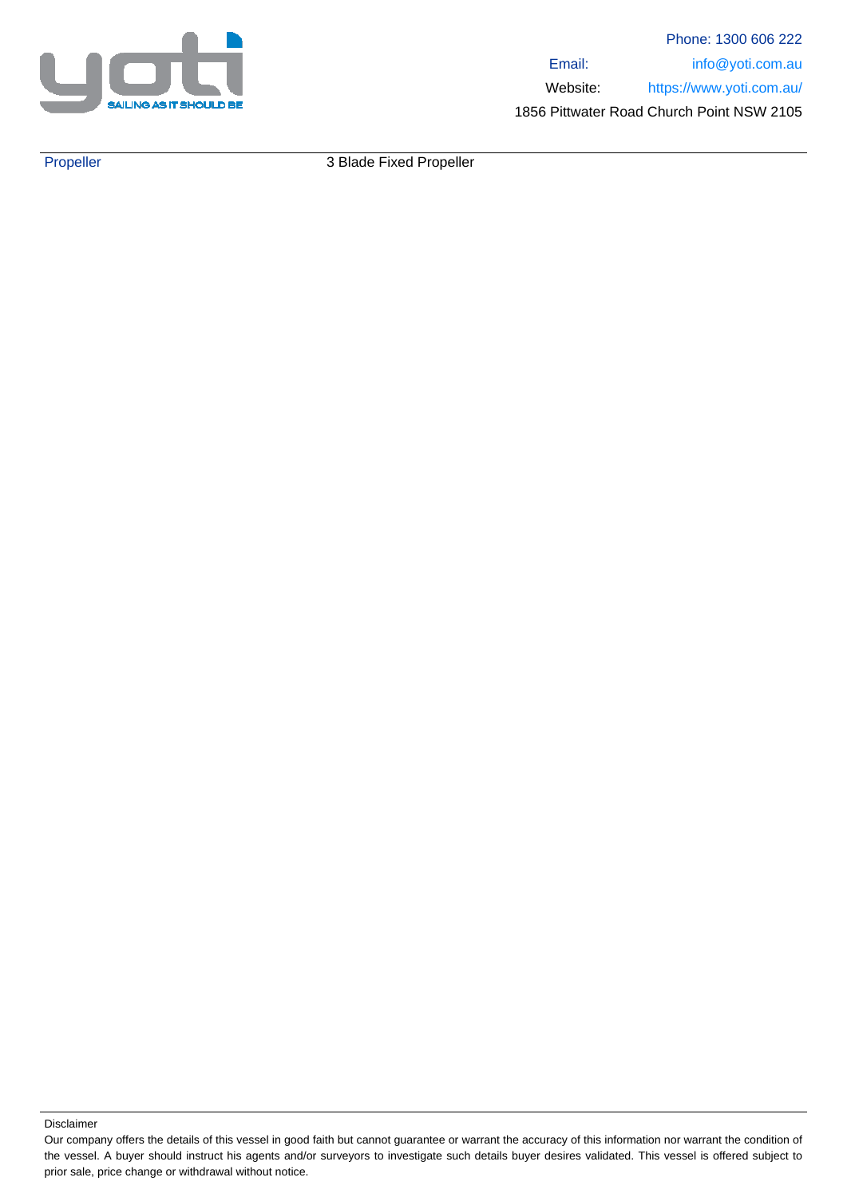| | |
|---|---|
| Propeller | 3 Blade Fixed Propeller |

Disclaimer

Our company offers the details of this vessel in good faith but cannot guarantee or warrant the accuracy of this information nor warrant the condition of the vessel. A buyer should instruct his agents and/or surveyors to investigate such details buyer desires validated. This vessel is offered subject to prior sale, price change or withdrawal without notice.